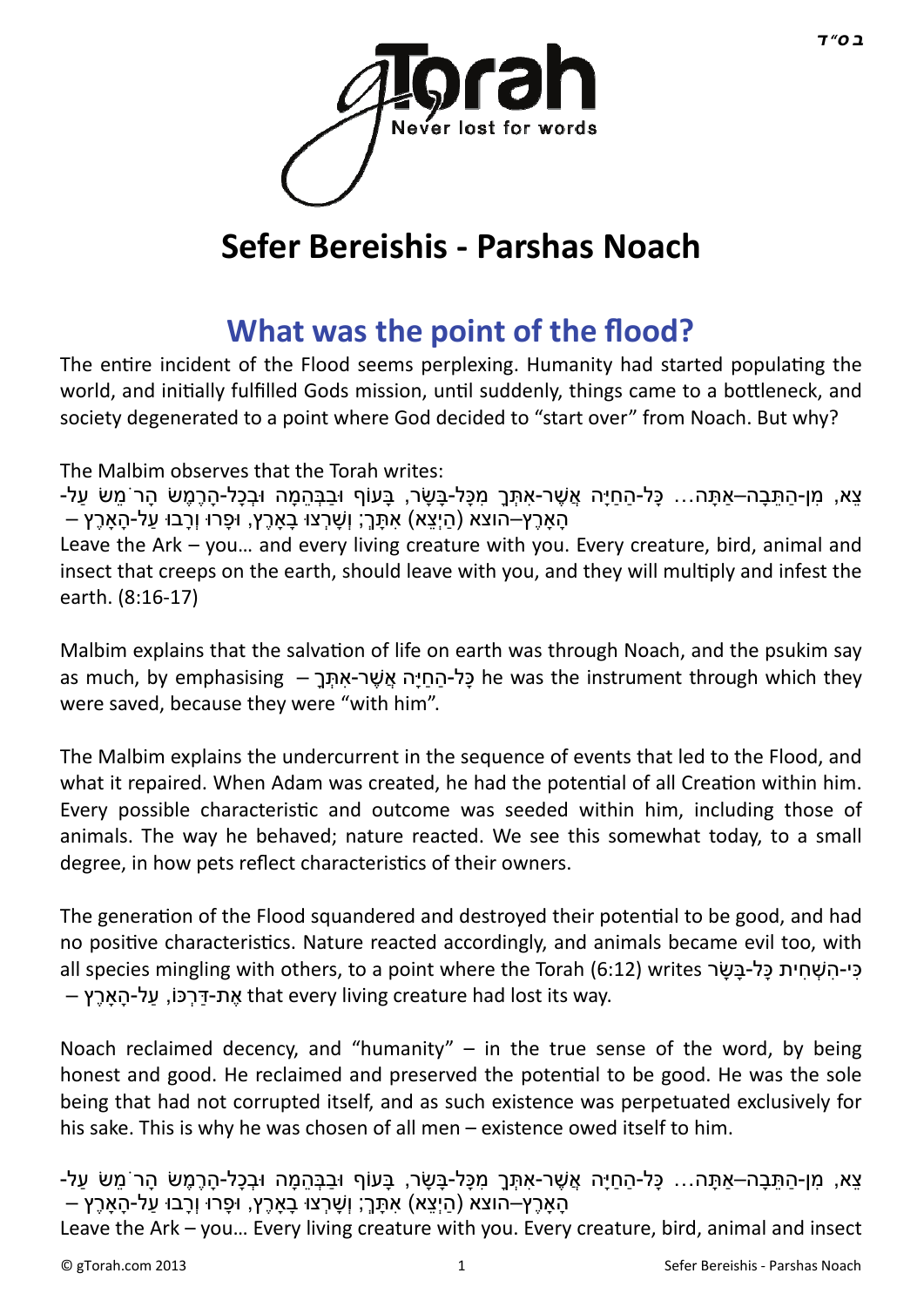# Sefer Bereishis - Parshas Noach

## What was the point of the flood?

The entire incident of the Flood seems perplexing. Humanity had started populating the world, and initially fulfilled Gods mission, until suddenly, things came to a bottleneck, and society degenerated to a point where God decided to "start over" from Noach. But why?

The Malbim observes that the Torah writes:

צֵא, מִן-הַתֵּבָה–אַתָּה... כָּל-הַחַיָּה אֲשֶׁר-אִתְּךָ מִכָּל-בָּשָׂר, בָּעוֹף וּבַבְּהֵמָה וּבְכָל-הָרֶמֶשׂ הָרֹמֵשׂ עַל-הָאָרֶץ–הוצא (הַיְצֵא) אִתָּךְ; וְשָׁרְצוּ בָאָרֶץ, וּפָרוּ וְרָבוּ עַל-הָאָרֶץ –

Leave the Ark – you... and every living creature with you. Every creature, bird, animal and insect that creeps on the earth, should leave with you, and they will multiply and infest the earth. (8:16-17)

Malbim explains that the salvation of life on earth was through Noach, and the psukim say as much, by emphasising – כָּל-הַחַיָּה אֲשֶׁר-אִתְּךָ he was the instrument through which they were saved, because they were "with him".

The Malbim explains the undercurrent in the sequence of events that led to the Flood, and what it repaired. When Adam was created, he had the potential of all Creation within him. Every possible characteristic and outcome was seeded within him, including those of animals. The way he behaved; nature reacted. We see this somewhat today, to a small degree, in how pets reflect characteristics of their owners.

The generation of the Flood squandered and destroyed their potential to be good, and had no positive characteristics. Nature reacted accordingly, and animals became evil too, with all species mingling with others, to a point where the Torah (6:12) writes כִּי-הִשְׁחִית כָּל-בָּשָׂר אֶת-דַּרְכּוֹ, עַל-הָאָרֶץ – that every living creature had lost its way.

Noach reclaimed decency, and "humanity" – in the true sense of the word, by being honest and good. He reclaimed and preserved the potential to be good. He was the sole being that had not corrupted itself, and as such existence was perpetuated exclusively for his sake. This is why he was chosen of all men – existence owed itself to him.

צֵא, מִן-הַתֵּבָה–אַתָּה... כָּל-הַחַיָּה אֲשֶׁר-אִתְּךָ מִכָּל-בָּשָׂר, בָּעוֹף וּבַבְּהֵמָה וּבְכָל-הָרֶמֶשׂ הָרֹמֵשׂ עַל-הָאָרֶץ–הוצא (הַיְצֵא) אִתָּךְ; וְשָׁרְצוּ בָאָרֶץ, וּפָרוּ וְרָבוּ עַל-הָאָרֶץ –

Leave the Ark – you... Every living creature with you. Every creature, bird, animal and insect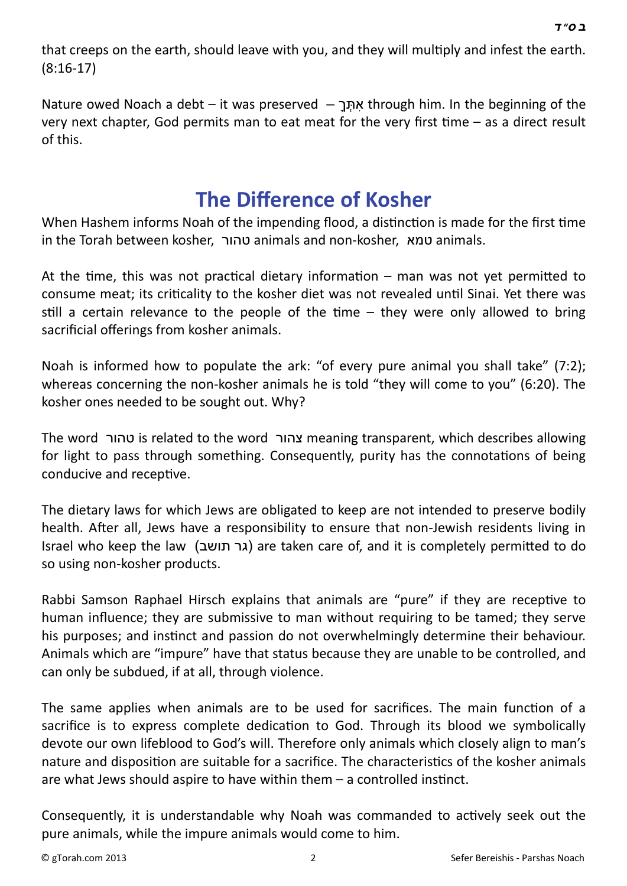that creeps on the earth, should leave with you, and they will multiply and infest the earth. (8:16-17)

Nature owed Noach a debt – it was preserved – אִתְּךָ through him. In the beginning of the very next chapter, God permits man to eat meat for the very first time – as a direct result of this.

## The Difference of Kosher

When Hashem informs Noah of the impending flood, a distinction is made for the first time in the Torah between kosher, טהור animals and non-kosher, טמא animals.

At the time, this was not practical dietary information – man was not yet permitted to consume meat; its criticality to the kosher diet was not revealed until Sinai. Yet there was still a certain relevance to the people of the time – they were only allowed to bring sacrificial offerings from kosher animals.

Noah is informed how to populate the ark: "of every pure animal you shall take" (7:2); whereas concerning the non-kosher animals he is told "they will come to you" (6:20). The kosher ones needed to be sought out. Why?

The word טהור is related to the word צהור meaning transparent, which describes allowing for light to pass through something. Consequently, purity has the connotations of being conducive and receptive.

The dietary laws for which Jews are obligated to keep are not intended to preserve bodily health. After all, Jews have a responsibility to ensure that non-Jewish residents living in Israel who keep the law (גר תושב) are taken care of, and it is completely permitted to do so using non-kosher products.

Rabbi Samson Raphael Hirsch explains that animals are "pure" if they are receptive to human influence; they are submissive to man without requiring to be tamed; they serve his purposes; and instinct and passion do not overwhelmingly determine their behaviour. Animals which are "impure" have that status because they are unable to be controlled, and can only be subdued, if at all, through violence.

The same applies when animals are to be used for sacrifices. The main function of a sacrifice is to express complete dedication to God. Through its blood we symbolically devote our own lifeblood to God's will. Therefore only animals which closely align to man's nature and disposition are suitable for a sacrifice. The characteristics of the kosher animals are what Jews should aspire to have within them – a controlled instinct.

Consequently, it is understandable why Noah was commanded to actively seek out the pure animals, while the impure animals would come to him.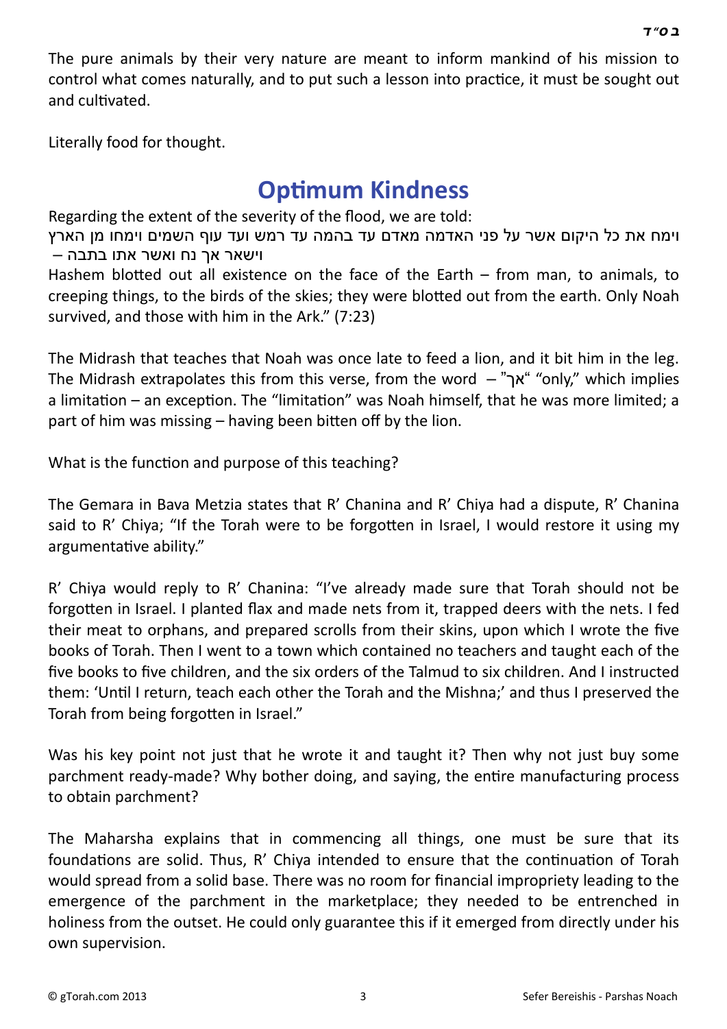The pure animals by their very nature are meant to inform mankind of his mission to control what comes naturally, and to put such a lesson into practice, it must be sought out and cultivated.

Literally food for thought.

## Optimum Kindness

Regarding the extent of the severity of the flood, we are told:

וימח את כל היקום אשר על פני האדמה מאדם עד בהמה עד רמש ועד עוף השמים וימחו מן הארץ וישאר אך נח ואשר אתו בתבה –

Hashem blotted out all existence on the face of the Earth – from man, to animals, to creeping things, to the birds of the skies; they were blotted out from the earth. Only Noah survived, and those with him in the Ark." (7:23)

The Midrash that teaches that Noah was once late to feed a lion, and it bit him in the leg. The Midrash extrapolates this from this verse, from the word – "אך" "only," which implies a limitation – an exception. The "limitation" was Noah himself, that he was more limited; a part of him was missing – having been bitten off by the lion.

What is the function and purpose of this teaching?

The Gemara in Bava Metzia states that R' Chanina and R' Chiya had a dispute, R' Chanina said to R' Chiya; "If the Torah were to be forgotten in Israel, I would restore it using my argumentative ability."

R' Chiya would reply to R' Chanina: "I've already made sure that Torah should not be forgotten in Israel. I planted flax and made nets from it, trapped deers with the nets. I fed their meat to orphans, and prepared scrolls from their skins, upon which I wrote the five books of Torah. Then I went to a town which contained no teachers and taught each of the five books to five children, and the six orders of the Talmud to six children. And I instructed them: 'Until I return, teach each other the Torah and the Mishna;' and thus I preserved the Torah from being forgotten in Israel."

Was his key point not just that he wrote it and taught it? Then why not just buy some parchment ready-made? Why bother doing, and saying, the entire manufacturing process to obtain parchment?

The Maharsha explains that in commencing all things, one must be sure that its foundations are solid. Thus, R' Chiya intended to ensure that the continuation of Torah would spread from a solid base. There was no room for financial impropriety leading to the emergence of the parchment in the marketplace; they needed to be entrenched in holiness from the outset. He could only guarantee this if it emerged from directly under his own supervision.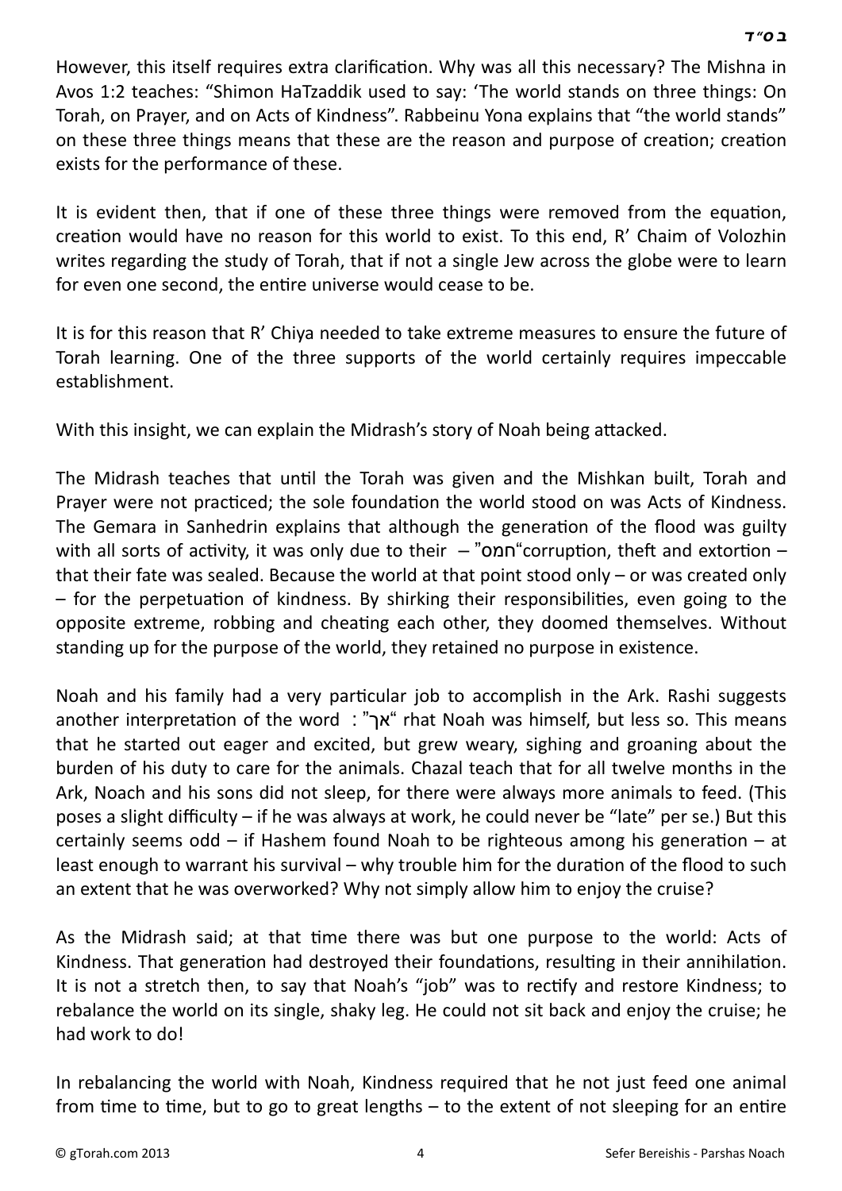However, this itself requires extra clarification. Why was all this necessary? The Mishna in Avos 1:2 teaches: "Shimon HaTzaddik used to say: 'The world stands on three things: On Torah, on Prayer, and on Acts of Kindness". Rabbeinu Yona explains that "the world stands" on these three things means that these are the reason and purpose of creation; creation exists for the performance of these.

It is evident then, that if one of these three things were removed from the equation, creation would have no reason for this world to exist. To this end, R' Chaim of Volozhin writes regarding the study of Torah, that if not a single Jew across the globe were to learn for even one second, the entire universe would cease to be.

It is for this reason that R' Chiya needed to take extreme measures to ensure the future of Torah learning. One of the three supports of the world certainly requires impeccable establishment.

With this insight, we can explain the Midrash's story of Noah being attacked.

The Midrash teaches that until the Torah was given and the Mishkan built, Torah and Prayer were not practiced; the sole foundation the world stood on was Acts of Kindness. The Gemara in Sanhedrin explains that although the generation of the flood was guilty with all sorts of activity, it was only due to their – "חמס"corruption, theft and extortion – that their fate was sealed. Because the world at that point stood only – or was created only – for the perpetuation of kindness. By shirking their responsibilities, even going to the opposite extreme, robbing and cheating each other, they doomed themselves. Without standing up for the purpose of the world, they retained no purpose in existence.

Noah and his family had a very particular job to accomplish in the Ark. Rashi suggests another interpretation of the word : "אך" rhat Noah was himself, but less so. This means that he started out eager and excited, but grew weary, sighing and groaning about the burden of his duty to care for the animals. Chazal teach that for all twelve months in the Ark, Noach and his sons did not sleep, for there were always more animals to feed. (This poses a slight difficulty – if he was always at work, he could never be "late" per se.) But this certainly seems odd – if Hashem found Noah to be righteous among his generation – at least enough to warrant his survival – why trouble him for the duration of the flood to such an extent that he was overworked? Why not simply allow him to enjoy the cruise?

As the Midrash said; at that time there was but one purpose to the world: Acts of Kindness. That generation had destroyed their foundations, resulting in their annihilation. It is not a stretch then, to say that Noah's "job" was to rectify and restore Kindness; to rebalance the world on its single, shaky leg. He could not sit back and enjoy the cruise; he had work to do!

In rebalancing the world with Noah, Kindness required that he not just feed one animal from time to time, but to go to great lengths – to the extent of not sleeping for an entire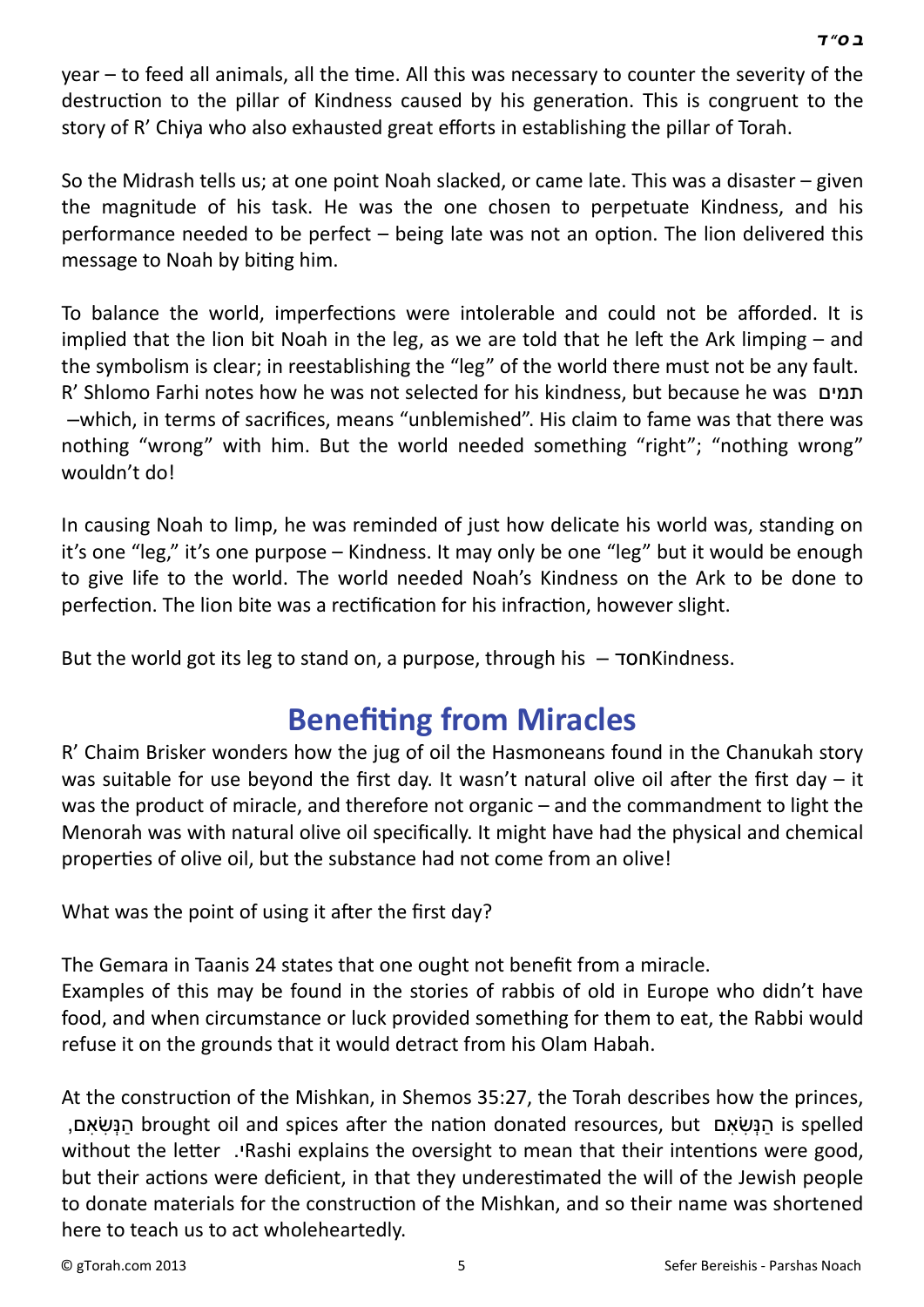year – to feed all animals, all the time. All this was necessary to counter the severity of the destruction to the pillar of Kindness caused by his generation. This is congruent to the story of R' Chiya who also exhausted great efforts in establishing the pillar of Torah.

So the Midrash tells us; at one point Noah slacked, or came late. This was a disaster – given the magnitude of his task. He was the one chosen to perpetuate Kindness, and his performance needed to be perfect – being late was not an option. The lion delivered this message to Noah by biting him.

To balance the world, imperfections were intolerable and could not be afforded. It is implied that the lion bit Noah in the leg, as we are told that he left the Ark limping – and the symbolism is clear; in reestablishing the "leg" of the world there must not be any fault. R' Shlomo Farhi notes how he was not selected for his kindness, but because he was תמים –which, in terms of sacrifices, means "unblemished". His claim to fame was that there was nothing "wrong" with him. But the world needed something "right"; "nothing wrong" wouldn't do!

In causing Noah to limp, he was reminded of just how delicate his world was, standing on it's one "leg," it's one purpose – Kindness. It may only be one "leg" but it would be enough to give life to the world. The world needed Noah's Kindness on the Ark to be done to perfection. The lion bite was a rectification for his infraction, however slight.

But the world got its leg to stand on, a purpose, through his חסד – Kindness.

## Benefiting from Miracles

R' Chaim Brisker wonders how the jug of oil the Hasmoneans found in the Chanukah story was suitable for use beyond the first day. It wasn't natural olive oil after the first day – it was the product of miracle, and therefore not organic – and the commandment to light the Menorah was with natural olive oil specifically. It might have had the physical and chemical properties of olive oil, but the substance had not come from an olive!

What was the point of using it after the first day?

The Gemara in Taanis 24 states that one ought not benefit from a miracle.
Examples of this may be found in the stories of rabbis of old in Europe who didn't have food, and when circumstance or luck provided something for them to eat, the Rabbi would refuse it on the grounds that it would detract from his Olam Habah.

At the construction of the Mishkan, in Shemos 35:27, the Torah describes how the princes, הַנְּשִׂאִם, brought oil and spices after the nation donated resources, but הַנְּשִׂאִם is spelled without the letter י. Rashi explains the oversight to mean that their intentions were good, but their actions were deficient, in that they underestimated the will of the Jewish people to donate materials for the construction of the Mishkan, and so their name was shortened here to teach us to act wholeheartedly.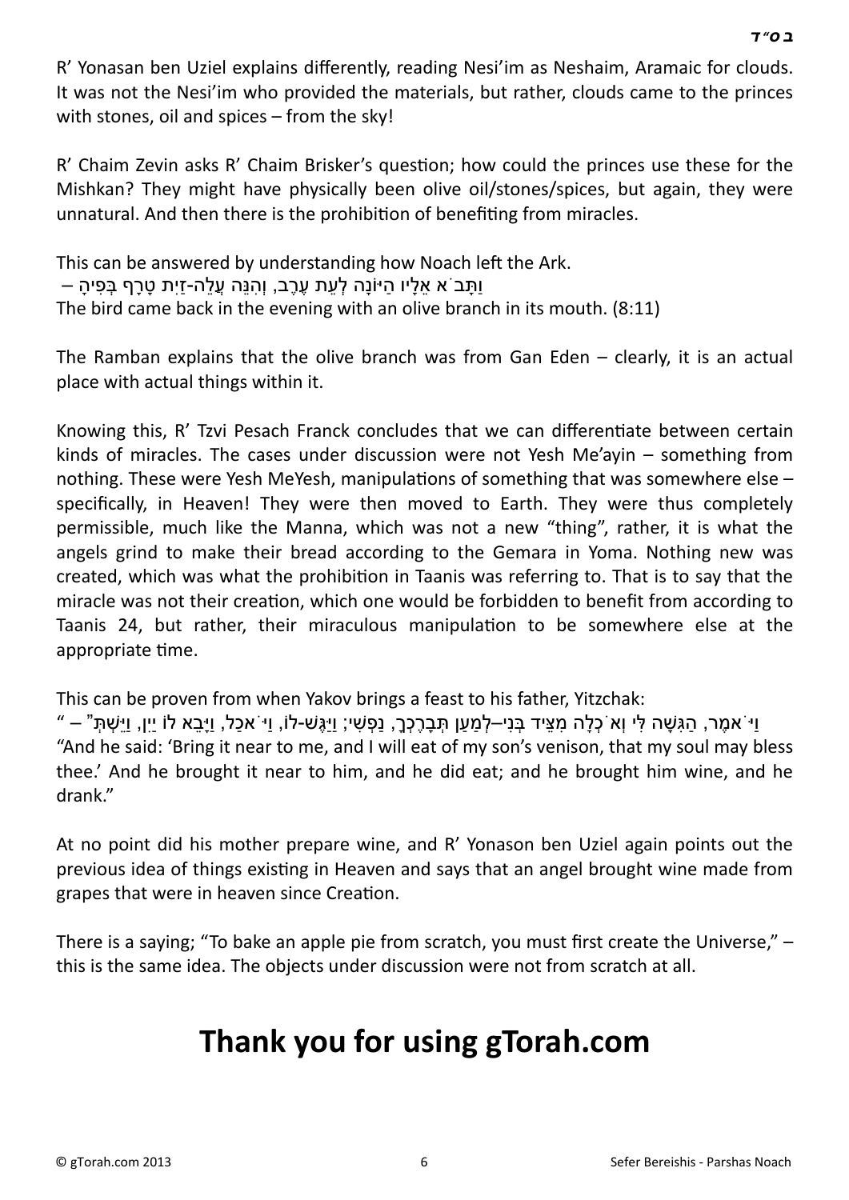R' Yonasan ben Uziel explains differently, reading Nesi'im as Neshaim, Aramaic for clouds. It was not the Nesi'im who provided the materials, but rather, clouds came to the princes with stones, oil and spices – from the sky!

R' Chaim Zevin asks R' Chaim Brisker's question; how could the princes use these for the Mishkan? They might have physically been olive oil/stones/spices, but again, they were unnatural. And then there is the prohibition of benefiting from miracles.

This can be answered by understanding how Noach left the Ark.
וַתָּבֹא אֵלָיו הַיּוֹנָה לְעֵת עֶרֶב, וְהִנֵּה עֲלֵה-זַיִת טָרָף בְּפִיהָ –
The bird came back in the evening with an olive branch in its mouth. (8:11)

The Ramban explains that the olive branch was from Gan Eden – clearly, it is an actual place with actual things within it.

Knowing this, R' Tzvi Pesach Franck concludes that we can differentiate between certain kinds of miracles. The cases under discussion were not Yesh Me'ayin – something from nothing. These were Yesh MeYesh, manipulations of something that was somewhere else – specifically, in Heaven! They were then moved to Earth. They were thus completely permissible, much like the Manna, which was not a new "thing", rather, it is what the angels grind to make their bread according to the Gemara in Yoma. Nothing new was created, which was what the prohibition in Taanis was referring to. That is to say that the miracle was not their creation, which one would be forbidden to benefit from according to Taanis 24, but rather, their miraculous manipulation to be somewhere else at the appropriate time.

This can be proven from when Yakov brings a feast to his father, Yitzchak:
"וַיֹּאמֶר, הַגִּשָׁה לִּי וְאֹכְלָה מִצֵּיד בְּנִי–לְמַעַן תְּבָרֶכְךָ, נַפְשִׁי; וַיַּגֶּשׁ-לוֹ, וַיֹּאכַל, וַיָּבֵא לוֹ יַיִן, וַיֵּשְׁתְּ" – "
"And he said: 'Bring it near to me, and I will eat of my son's venison, that my soul may bless thee.' And he brought it near to him, and he did eat; and he brought him wine, and he drank."

At no point did his mother prepare wine, and R' Yonason ben Uziel again points out the previous idea of things existing in Heaven and says that an angel brought wine made from grapes that were in heaven since Creation.

There is a saying; "To bake an apple pie from scratch, you must first create the Universe," – this is the same idea. The objects under discussion were not from scratch at all.

# Thank you for using gTorah.com